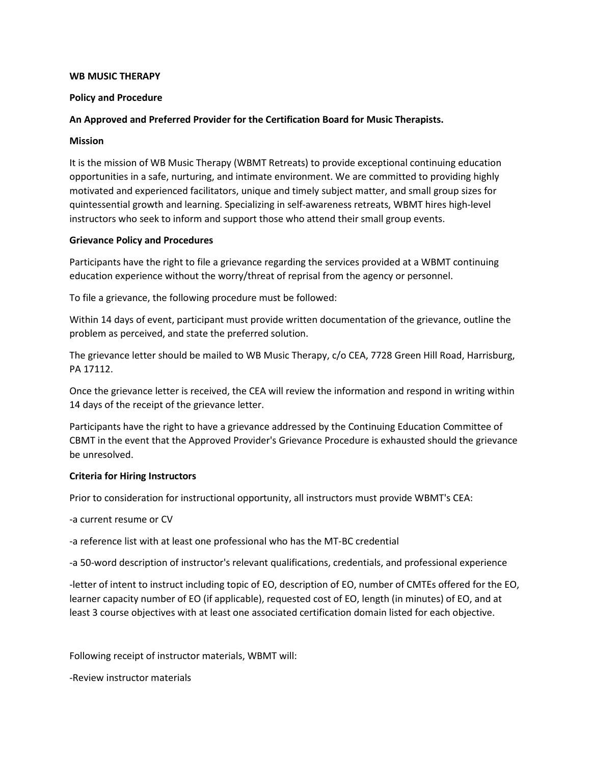**WB MUSIC THERAPY**

**Policy and Procedure**

**An Approved and Preferred Provider for the Certification Board for Music Therapists.**

**Mission**

It is the mission of WB Music Therapy (WBMT Retreats) to provide exceptional continuing education opportunities in a safe, nurturing, and intimate environment. We are committed to providing highly motivated and experienced facilitators, unique and timely subject matter, and small group sizes for quintessential growth and learning. Specializing in self-awareness retreats, WBMT hires high-level instructors who seek to inform and support those who attend their small group events.

**Grievance Policy and Procedures**

Participants have the right to file a grievance regarding the services provided at a WBMT continuing education experience without the worry/threat of reprisal from the agency or personnel.

To file a grievance, the following procedure must be followed:

Within 14 days of event, participant must provide written documentation of the grievance, outline the problem as perceived, and state the preferred solution.

The grievance letter should be mailed to WB Music Therapy, c/o CEA, 7728 Green Hill Road, Harrisburg, PA 17112.

Once the grievance letter is received, the CEA will review the information and respond in writing within 14 days of the receipt of the grievance letter.

Participants have the right to have a grievance addressed by the Continuing Education Committee of CBMT in the event that the Approved Provider's Grievance Procedure is exhausted should the grievance be unresolved.

**Criteria for Hiring Instructors**

Prior to consideration for instructional opportunity, all instructors must provide WBMT's CEA:

-a current resume or CV

-a reference list with at least one professional who has the MT-BC credential

-a 50-word description of instructor's relevant qualifications, credentials, and professional experience

-letter of intent to instruct including topic of EO, description of EO, number of CMTEs offered for the EO, learner capacity number of EO (if applicable), requested cost of EO, length (in minutes) of EO, and at least 3 course objectives with at least one associated certification domain listed for each objective.

Following receipt of instructor materials, WBMT will:

-Review instructor materials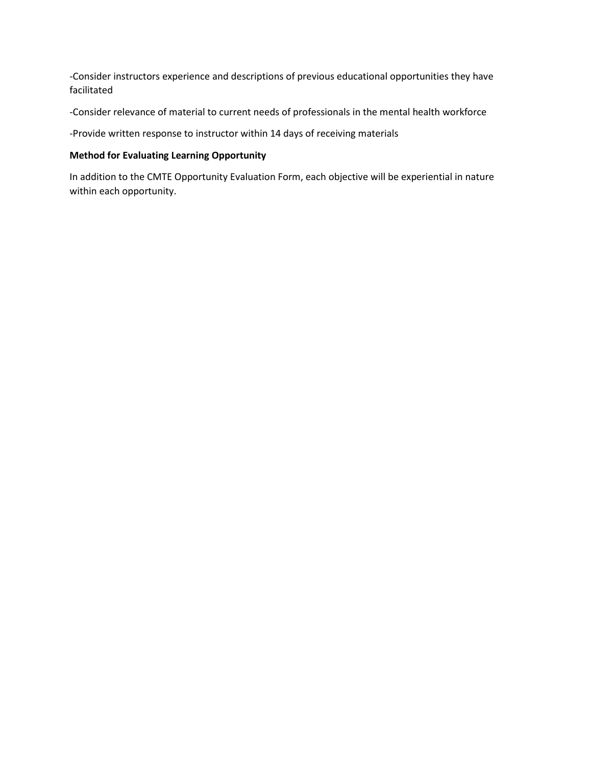-Consider instructors experience and descriptions of previous educational opportunities they have facilitated

-Consider relevance of material to current needs of professionals in the mental health workforce

-Provide written response to instructor within 14 days of receiving materials

**Method for Evaluating Learning Opportunity**

In addition to the CMTE Opportunity Evaluation Form, each objective will be experiential in nature within each opportunity.